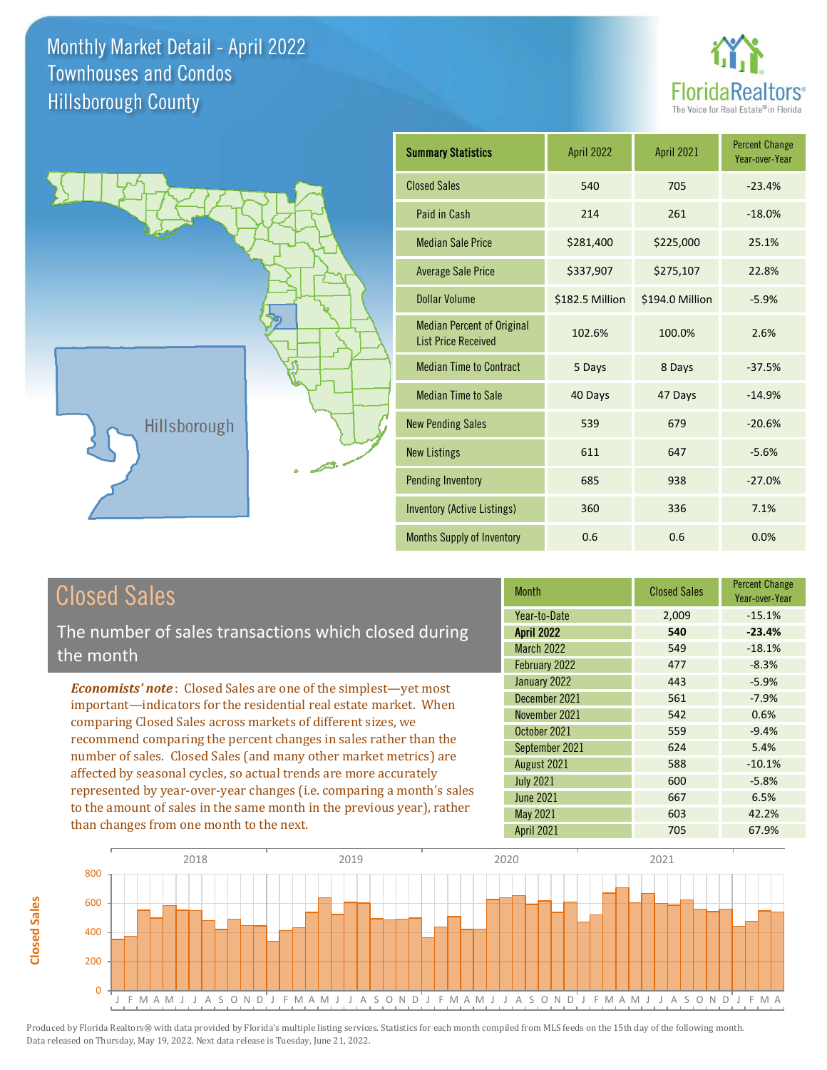# Monthly Market Detail - April 2022
## Townhouses and Condos
## Hillsborough County

FloridaRealtors® The Voice for Real Estate® in Florida

Hillsborough

| Summary Statistics | April 2022 | April 2021 | Percent Change Year-over-Year |
|---|---|---|---|
| Closed Sales | 540 | 705 | -23.4% |
| Paid in Cash | 214 | 261 | -18.0% |
| Median Sale Price | $281,400 | $225,000 | 25.1% |
| Average Sale Price | $337,907 | $275,107 | 22.8% |
| Dollar Volume | $182.5 Million | $194.0 Million | -5.9% |
| Median Percent of Original List Price Received | 102.6% | 100.0% | 2.6% |
| Median Time to Contract | 5 Days | 8 Days | -37.5% |
| Median Time to Sale | 40 Days | 47 Days | -14.9% |
| New Pending Sales | 539 | 679 | -20.6% |
| New Listings | 611 | 647 | -5.6% |
| Pending Inventory | 685 | 938 | -27.0% |
| Inventory (Active Listings) | 360 | 336 | 7.1% |
| Months Supply of Inventory | 0.6 | 0.6 | 0.0% |

## Closed Sales

The number of sales transactions which closed during the month

***Economists' note***: Closed Sales are one of the simplest—yet most important—indicators for the residential real estate market. When comparing Closed Sales across markets of different sizes, we recommend comparing the percent changes in sales rather than the number of sales. Closed Sales (and many other market metrics) are affected by seasonal cycles, so actual trends are more accurately represented by year-over-year changes (i.e. comparing a month's sales to the amount of sales in the same month in the previous year), rather than changes from one month to the next.

| Month | Closed Sales | Percent Change Year-over-Year |
|---|---|---|
| Year-to-Date | 2,009 | -15.1% |
| **April 2022** | **540** | **-23.4%** |
| March 2022 | 549 | -18.1% |
| February 2022 | 477 | -8.3% |
| January 2022 | 443 | -5.9% |
| December 2021 | 561 | -7.9% |
| November 2021 | 542 | 0.6% |
| October 2021 | 559 | -9.4% |
| September 2021 | 624 | 5.4% |
| August 2021 | 588 | -10.1% |
| July 2021 | 600 | -5.8% |
| June 2021 | 667 | 6.5% |
| May 2021 | 603 | 42.2% |
| April 2021 | 705 | 67.9% |

Produced by Florida Realtors® with data provided by Florida's multiple listing services. Statistics for each month compiled from MLS feeds on the 15th day of the following month. Data released on Thursday, May 19, 2022. Next data release is Tuesday, June 21, 2022.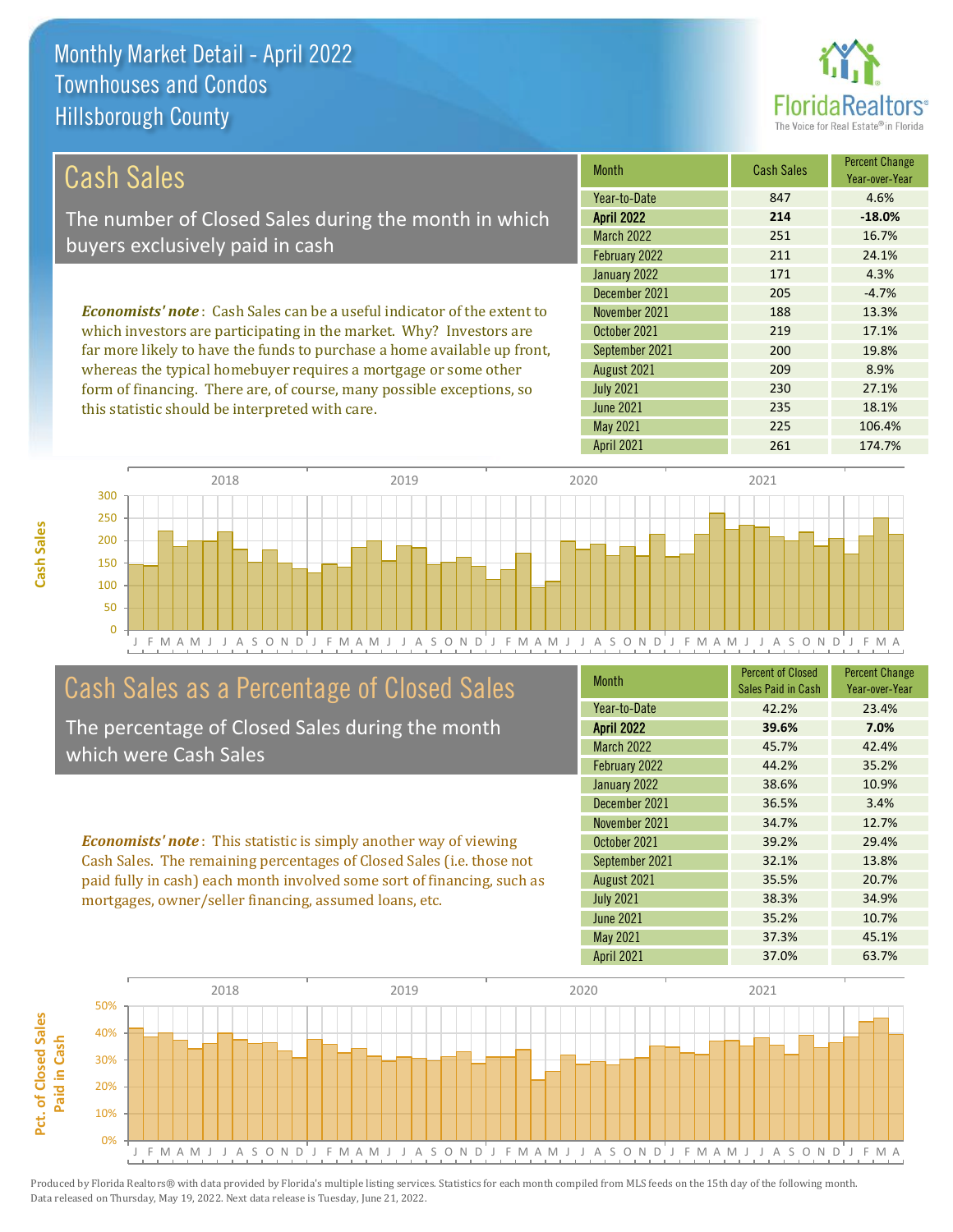# Monthly Market Detail - April 2022
## Townhouses and Condos
## Hillsborough County

## Cash Sales

The number of Closed Sales during the month in which buyers exclusively paid in cash

***Economists' note***: Cash Sales can be a useful indicator of the extent to which investors are participating in the market. Why? Investors are far more likely to have the funds to purchase a home available up front, whereas the typical homebuyer requires a mortgage or some other form of financing. There are, of course, many possible exceptions, so this statistic should be interpreted with care.

| Month | Cash Sales | Percent Change Year-over-Year |
|---|---|---|
| Year-to-Date | 847 | 4.6% |
| **April 2022** | **214** | **-18.0%** |
| March 2022 | 251 | 16.7% |
| February 2022 | 211 | 24.1% |
| January 2022 | 171 | 4.3% |
| December 2021 | 205 | -4.7% |
| November 2021 | 188 | 13.3% |
| October 2021 | 219 | 17.1% |
| September 2021 | 200 | 19.8% |
| August 2021 | 209 | 8.9% |
| July 2021 | 230 | 27.1% |
| June 2021 | 235 | 18.1% |
| May 2021 | 225 | 106.4% |
| April 2021 | 261 | 174.7% |

## Cash Sales as a Percentage of Closed Sales

The percentage of Closed Sales during the month which were Cash Sales

***Economists' note***: This statistic is simply another way of viewing Cash Sales. The remaining percentages of Closed Sales (i.e. those not paid fully in cash) each month involved some sort of financing, such as mortgages, owner/seller financing, assumed loans, etc.

| Month | Percent of Closed Sales Paid in Cash | Percent Change Year-over-Year |
|---|---|---|
| Year-to-Date | 42.2% | 23.4% |
| **April 2022** | **39.6%** | **7.0%** |
| March 2022 | 45.7% | 42.4% |
| February 2022 | 44.2% | 35.2% |
| January 2022 | 38.6% | 10.9% |
| December 2021 | 36.5% | 3.4% |
| November 2021 | 34.7% | 12.7% |
| October 2021 | 39.2% | 29.4% |
| September 2021 | 32.1% | 13.8% |
| August 2021 | 35.5% | 20.7% |
| July 2021 | 38.3% | 34.9% |
| June 2021 | 35.2% | 10.7% |
| May 2021 | 37.3% | 45.1% |
| April 2021 | 37.0% | 63.7% |

Produced by Florida Realtors® with data provided by Florida's multiple listing services. Statistics for each month compiled from MLS feeds on the 15th day of the following month. Data released on Thursday, May 19, 2022. Next data release is Tuesday, June 21, 2022.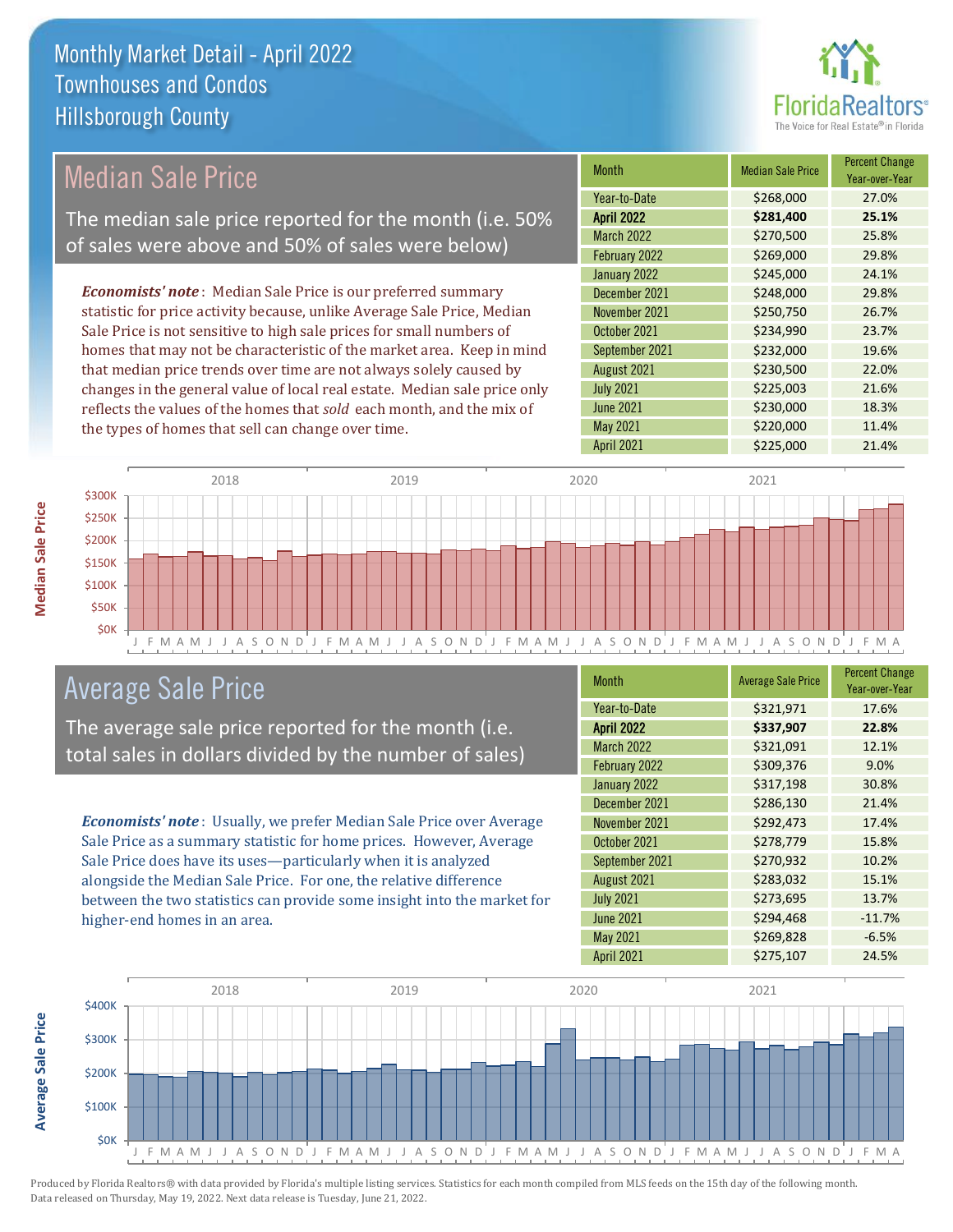# Monthly Market Detail - April 2022
## Townhouses and Condos
## Hillsborough County

## Median Sale Price

The median sale price reported for the month (i.e. 50% of sales were above and 50% of sales were below)

*Economists' note*: Median Sale Price is our preferred summary statistic for price activity because, unlike Average Sale Price, Median Sale Price is not sensitive to high sale prices for small numbers of homes that may not be characteristic of the market area. Keep in mind that median price trends over time are not always solely caused by changes in the general value of local real estate. Median sale price only reflects the values of the homes that *sold* each month, and the mix of the types of homes that sell can change over time.

| Month | Median Sale Price | Percent Change Year-over-Year |
|---|---|---|
| Year-to-Date | $268,000 | 27.0% |
| **April 2022** | **$281,400** | **25.1%** |
| March 2022 | $270,500 | 25.8% |
| February 2022 | $269,000 | 29.8% |
| January 2022 | $245,000 | 24.1% |
| December 2021 | $248,000 | 29.8% |
| November 2021 | $250,750 | 26.7% |
| October 2021 | $234,990 | 23.7% |
| September 2021 | $232,000 | 19.6% |
| August 2021 | $230,500 | 22.0% |
| July 2021 | $225,003 | 21.6% |
| June 2021 | $230,000 | 18.3% |
| May 2021 | $220,000 | 11.4% |
| April 2021 | $225,000 | 21.4% |

## Average Sale Price

The average sale price reported for the month (i.e. total sales in dollars divided by the number of sales)

*Economists' note*: Usually, we prefer Median Sale Price over Average Sale Price as a summary statistic for home prices. However, Average Sale Price does have its uses—particularly when it is analyzed alongside the Median Sale Price. For one, the relative difference between the two statistics can provide some insight into the market for higher-end homes in an area.

| Month | Average Sale Price | Percent Change Year-over-Year |
|---|---|---|
| Year-to-Date | $321,971 | 17.6% |
| **April 2022** | **$337,907** | **22.8%** |
| March 2022 | $321,091 | 12.1% |
| February 2022 | $309,376 | 9.0% |
| January 2022 | $317,198 | 30.8% |
| December 2021 | $286,130 | 21.4% |
| November 2021 | $292,473 | 17.4% |
| October 2021 | $278,779 | 15.8% |
| September 2021 | $270,932 | 10.2% |
| August 2021 | $283,032 | 15.1% |
| July 2021 | $273,695 | 13.7% |
| June 2021 | $294,468 | -11.7% |
| May 2021 | $269,828 | -6.5% |
| April 2021 | $275,107 | 24.5% |

Produced by Florida Realtors® with data provided by Florida's multiple listing services. Statistics for each month compiled from MLS feeds on the 15th day of the following month. Data released on Thursday, May 19, 2022. Next data release is Tuesday, June 21, 2022.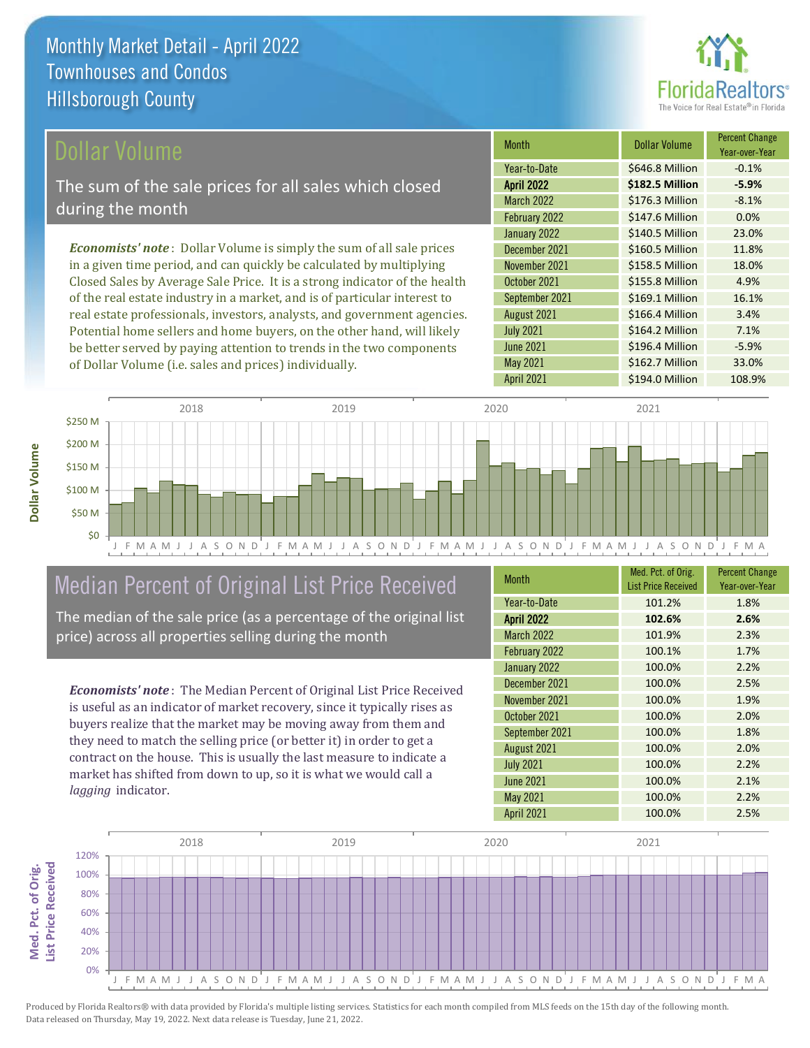# Monthly Market Detail - April 2022
## Townhouses and Condos
## Hillsborough County

## Dollar Volume

The sum of the sale prices for all sales which closed during the month

*Economists' note*: Dollar Volume is simply the sum of all sale prices in a given time period, and can quickly be calculated by multiplying Closed Sales by Average Sale Price. It is a strong indicator of the health of the real estate industry in a market, and is of particular interest to real estate professionals, investors, analysts, and government agencies. Potential home sellers and home buyers, on the other hand, will likely be better served by paying attention to trends in the two components of Dollar Volume (i.e. sales and prices) individually.

| Month | Dollar Volume | Percent Change Year-over-Year |
|---|---|---|
| Year-to-Date | $646.8 Million | -0.1% |
| **April 2022** | **$182.5 Million** | **-5.9%** |
| March 2022 | $176.3 Million | -8.1% |
| February 2022 | $147.6 Million | 0.0% |
| January 2022 | $140.5 Million | 23.0% |
| December 2021 | $160.5 Million | 11.8% |
| November 2021 | $158.5 Million | 18.0% |
| October 2021 | $155.8 Million | 4.9% |
| September 2021 | $169.1 Million | 16.1% |
| August 2021 | $166.4 Million | 3.4% |
| July 2021 | $164.2 Million | 7.1% |
| June 2021 | $196.4 Million | -5.9% |
| May 2021 | $162.7 Million | 33.0% |
| April 2021 | $194.0 Million | 108.9% |

## Median Percent of Original List Price Received

The median of the sale price (as a percentage of the original list price) across all properties selling during the month

*Economists' note*: The Median Percent of Original List Price Received is useful as an indicator of market recovery, since it typically rises as buyers realize that the market may be moving away from them and they need to match the selling price (or better it) in order to get a contract on the house. This is usually the last measure to indicate a market has shifted from down to up, so it is what we would call a *lagging* indicator.

| Month | Med. Pct. of Orig. List Price Received | Percent Change Year-over-Year |
|---|---|---|
| Year-to-Date | 101.2% | 1.8% |
| **April 2022** | **102.6%** | **2.6%** |
| March 2022 | 101.9% | 2.3% |
| February 2022 | 100.1% | 1.7% |
| January 2022 | 100.0% | 2.2% |
| December 2021 | 100.0% | 2.5% |
| November 2021 | 100.0% | 1.9% |
| October 2021 | 100.0% | 2.0% |
| September 2021 | 100.0% | 1.8% |
| August 2021 | 100.0% | 2.0% |
| July 2021 | 100.0% | 2.2% |
| June 2021 | 100.0% | 2.1% |
| May 2021 | 100.0% | 2.2% |
| April 2021 | 100.0% | 2.5% |

Produced by Florida Realtors® with data provided by Florida's multiple listing services. Statistics for each month compiled from MLS feeds on the 15th day of the following month. Data released on Thursday, May 19, 2022. Next data release is Tuesday, June 21, 2022.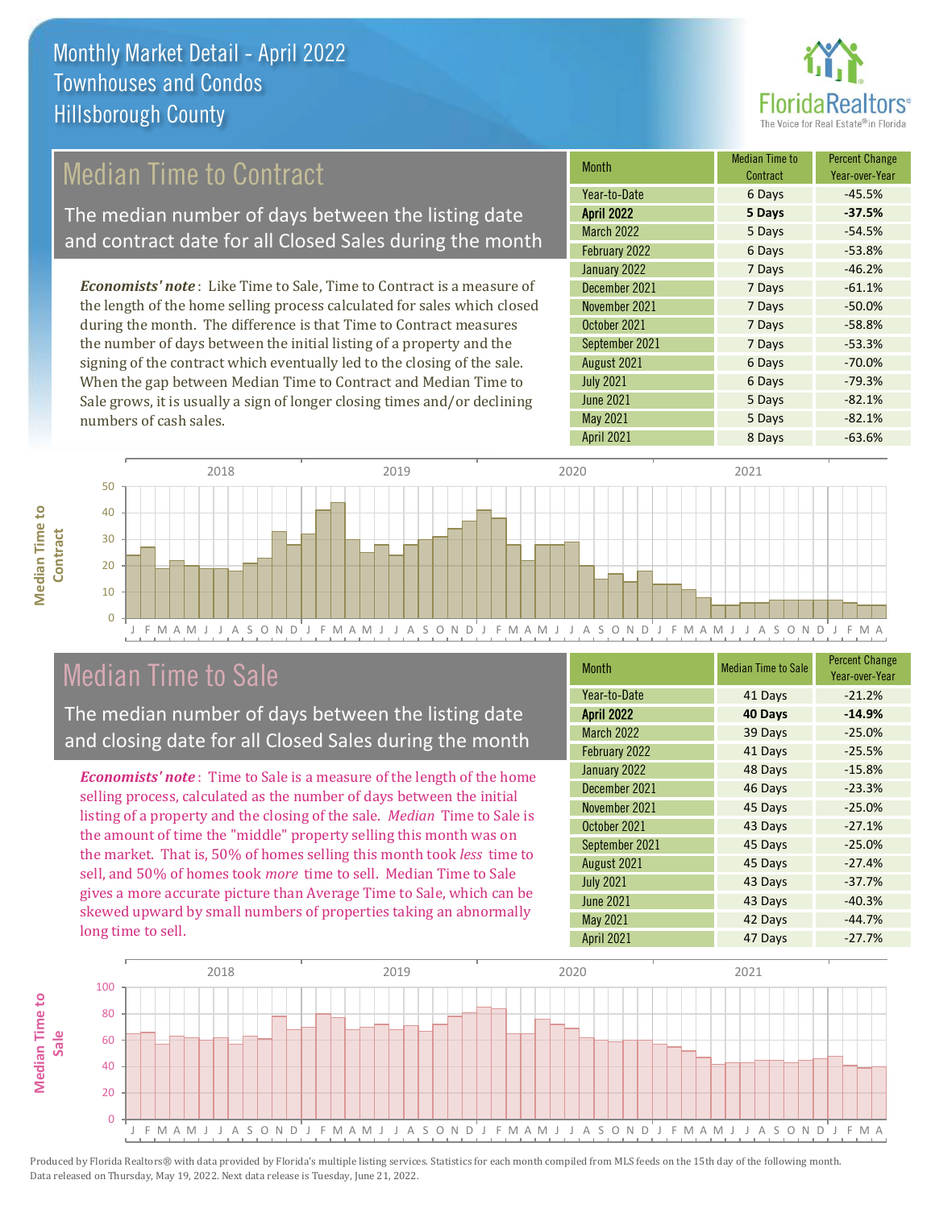# Monthly Market Detail - April 2022
## Townhouses and Condos
## Hillsborough County

## Median Time to Contract

The median number of days between the listing date and contract date for all Closed Sales during the month

*Economists' note*: Like Time to Sale, Time to Contract is a measure of the length of the home selling process calculated for sales which closed during the month. The difference is that Time to Contract measures the number of days between the initial listing of a property and the signing of the contract which eventually led to the closing of the sale. When the gap between Median Time to Contract and Median Time to Sale grows, it is usually a sign of longer closing times and/or declining numbers of cash sales.

| Month | Median Time to Contract | Percent Change Year-over-Year |
|---|---|---|
| Year-to-Date | 6 Days | -45.5% |
| **April 2022** | **5 Days** | **-37.5%** |
| March 2022 | 5 Days | -54.5% |
| February 2022 | 6 Days | -53.8% |
| January 2022 | 7 Days | -46.2% |
| December 2021 | 7 Days | -61.1% |
| November 2021 | 7 Days | -50.0% |
| October 2021 | 7 Days | -58.8% |
| September 2021 | 7 Days | -53.3% |
| August 2021 | 6 Days | -70.0% |
| July 2021 | 6 Days | -79.3% |
| June 2021 | 5 Days | -82.1% |
| May 2021 | 5 Days | -82.1% |
| April 2021 | 8 Days | -63.6% |

## Median Time to Sale

The median number of days between the listing date and closing date for all Closed Sales during the month

*Economists' note*: Time to Sale is a measure of the length of the home selling process, calculated as the number of days between the initial listing of a property and the closing of the sale. *Median* Time to Sale is the amount of time the "middle" property selling this month was on the market. That is, 50% of homes selling this month took *less* time to sell, and 50% of homes took *more* time to sell. Median Time to Sale gives a more accurate picture than Average Time to Sale, which can be skewed upward by small numbers of properties taking an abnormally long time to sell.

| Month | Median Time to Sale | Percent Change Year-over-Year |
|---|---|---|
| Year-to-Date | 41 Days | -21.2% |
| **April 2022** | **40 Days** | **-14.9%** |
| March 2022 | 39 Days | -25.0% |
| February 2022 | 41 Days | -25.5% |
| January 2022 | 48 Days | -15.8% |
| December 2021 | 46 Days | -23.3% |
| November 2021 | 45 Days | -25.0% |
| October 2021 | 43 Days | -27.1% |
| September 2021 | 45 Days | -25.0% |
| August 2021 | 45 Days | -27.4% |
| July 2021 | 43 Days | -37.7% |
| June 2021 | 43 Days | -40.3% |
| May 2021 | 42 Days | -44.7% |
| April 2021 | 47 Days | -27.7% |

Produced by Florida Realtors® with data provided by Florida's multiple listing services. Statistics for each month compiled from MLS feeds on the 15th day of the following month. Data released on Thursday, May 19, 2022. Next data release is Tuesday, June 21, 2022.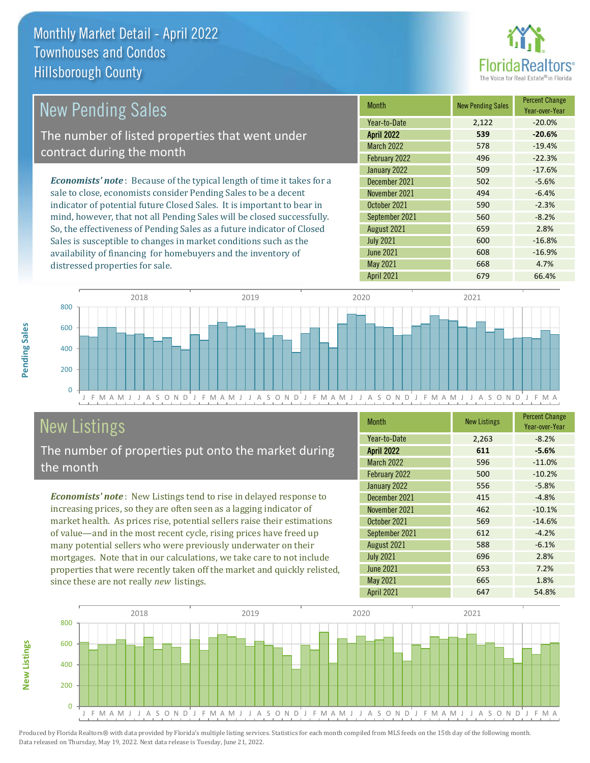# Monthly Market Detail - April 2022
## Townhouses and Condos
## Hillsborough County

## New Pending Sales

The number of listed properties that went under contract during the month

*Economists' note*: Because of the typical length of time it takes for a sale to close, economists consider Pending Sales to be a decent indicator of potential future Closed Sales. It is important to bear in mind, however, that not all Pending Sales will be closed successfully. So, the effectiveness of Pending Sales as a future indicator of Closed Sales is susceptible to changes in market conditions such as the availability of financing for homebuyers and the inventory of distressed properties for sale.

| Month | New Pending Sales | Percent Change Year-over-Year |
|---|---|---|
| Year-to-Date | 2,122 | -20.0% |
| **April 2022** | **539** | **-20.6%** |
| March 2022 | 578 | -19.4% |
| February 2022 | 496 | -22.3% |
| January 2022 | 509 | -17.6% |
| December 2021 | 502 | -5.6% |
| November 2021 | 494 | -6.4% |
| October 2021 | 590 | -2.3% |
| September 2021 | 560 | -8.2% |
| August 2021 | 659 | 2.8% |
| July 2021 | 600 | -16.8% |
| June 2021 | 608 | -16.9% |
| May 2021 | 668 | 4.7% |
| April 2021 | 679 | 66.4% |

## New Listings

The number of properties put onto the market during the month

*Economists' note*: New Listings tend to rise in delayed response to increasing prices, so they are often seen as a lagging indicator of market health. As prices rise, potential sellers raise their estimations of value—and in the most recent cycle, rising prices have freed up many potential sellers who were previously underwater on their mortgages. Note that in our calculations, we take care to not include properties that were recently taken off the market and quickly relisted, since these are not really *new* listings.

| Month | New Listings | Percent Change Year-over-Year |
|---|---|---|
| Year-to-Date | 2,263 | -8.2% |
| **April 2022** | **611** | **-5.6%** |
| March 2022 | 596 | -11.0% |
| February 2022 | 500 | -10.2% |
| January 2022 | 556 | -5.8% |
| December 2021 | 415 | -4.8% |
| November 2021 | 462 | -10.1% |
| October 2021 | 569 | -14.6% |
| September 2021 | 612 | -4.2% |
| August 2021 | 588 | -6.1% |
| July 2021 | 696 | 2.8% |
| June 2021 | 653 | 7.2% |
| May 2021 | 665 | 1.8% |
| April 2021 | 647 | 54.8% |

Produced by Florida Realtors® with data provided by Florida's multiple listing services. Statistics for each month compiled from MLS feeds on the 15th day of the following month. Data released on Thursday, May 19, 2022. Next data release is Tuesday, June 21, 2022.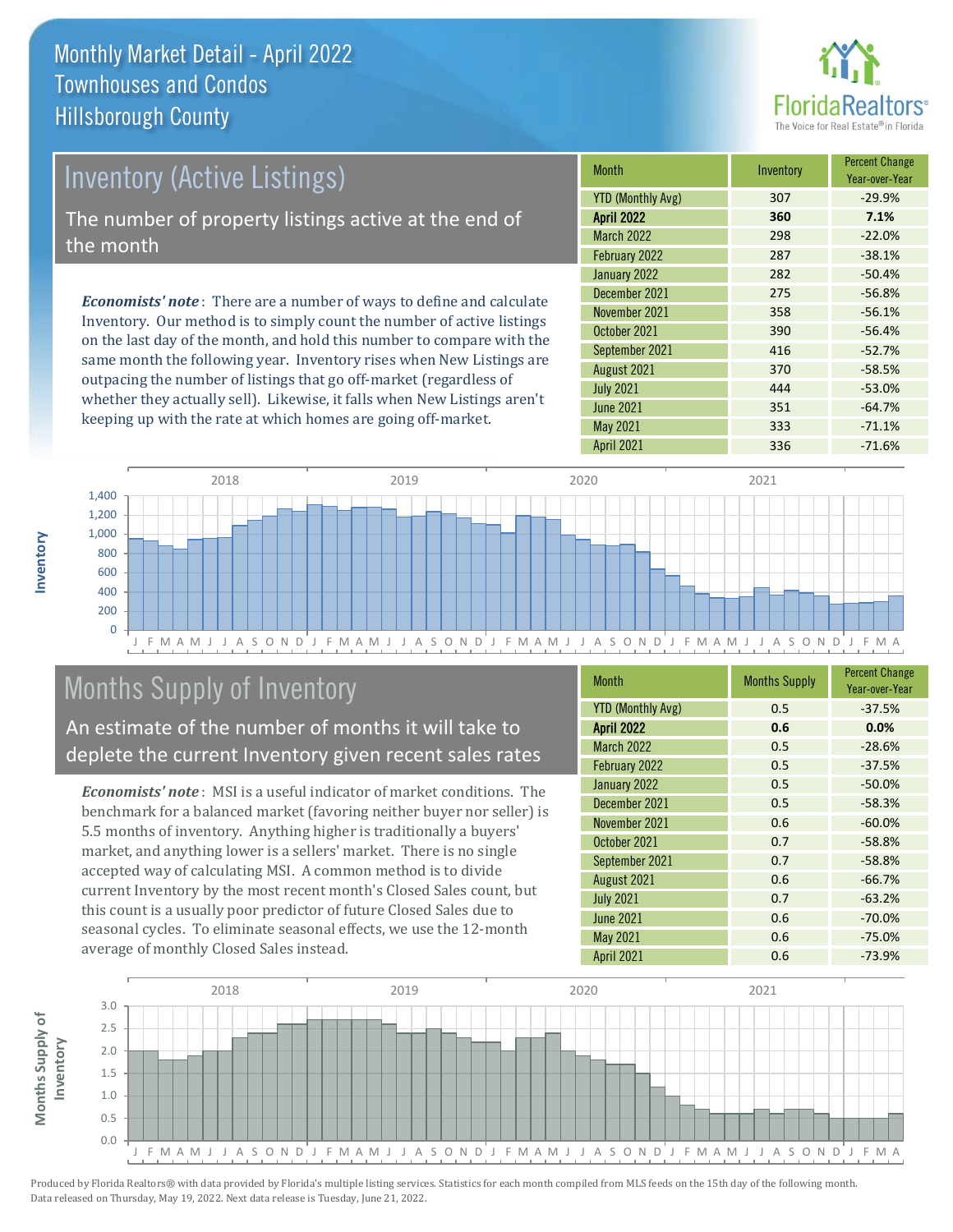# Monthly Market Detail - April 2022
## Townhouses and Condos
## Hillsborough County

## Inventory (Active Listings)

The number of property listings active at the end of the month

*Economists' note*: There are a number of ways to define and calculate Inventory. Our method is to simply count the number of active listings on the last day of the month, and hold this number to compare with the same month the following year. Inventory rises when New Listings are outpacing the number of listings that go off-market (regardless of whether they actually sell). Likewise, it falls when New Listings aren't keeping up with the rate at which homes are going off-market.

| Month | Inventory | Percent Change Year-over-Year |
|---|---|---|
| YTD (Monthly Avg) | 307 | -29.9% |
| **April 2022** | **360** | **7.1%** |
| March 2022 | 298 | -22.0% |
| February 2022 | 287 | -38.1% |
| January 2022 | 282 | -50.4% |
| December 2021 | 275 | -56.8% |
| November 2021 | 358 | -56.1% |
| October 2021 | 390 | -56.4% |
| September 2021 | 416 | -52.7% |
| August 2021 | 370 | -58.5% |
| July 2021 | 444 | -53.0% |
| June 2021 | 351 | -64.7% |
| May 2021 | 333 | -71.1% |
| April 2021 | 336 | -71.6% |

## Months Supply of Inventory

An estimate of the number of months it will take to deplete the current Inventory given recent sales rates

*Economists' note*: MSI is a useful indicator of market conditions. The benchmark for a balanced market (favoring neither buyer nor seller) is 5.5 months of inventory. Anything higher is traditionally a buyers' market, and anything lower is a sellers' market. There is no single accepted way of calculating MSI. A common method is to divide current Inventory by the most recent month's Closed Sales count, but this count is a usually poor predictor of future Closed Sales due to seasonal cycles. To eliminate seasonal effects, we use the 12-month average of monthly Closed Sales instead.

| Month | Months Supply | Percent Change Year-over-Year |
|---|---|---|
| YTD (Monthly Avg) | 0.5 | -37.5% |
| **April 2022** | **0.6** | **0.0%** |
| March 2022 | 0.5 | -28.6% |
| February 2022 | 0.5 | -37.5% |
| January 2022 | 0.5 | -50.0% |
| December 2021 | 0.5 | -58.3% |
| November 2021 | 0.6 | -60.0% |
| October 2021 | 0.7 | -58.8% |
| September 2021 | 0.7 | -58.8% |
| August 2021 | 0.6 | -66.7% |
| July 2021 | 0.7 | -63.2% |
| June 2021 | 0.6 | -70.0% |
| May 2021 | 0.6 | -75.0% |
| April 2021 | 0.6 | -73.9% |

Produced by Florida Realtors® with data provided by Florida's multiple listing services. Statistics for each month compiled from MLS feeds on the 15th day of the following month. Data released on Thursday, May 19, 2022. Next data release is Tuesday, June 21, 2022.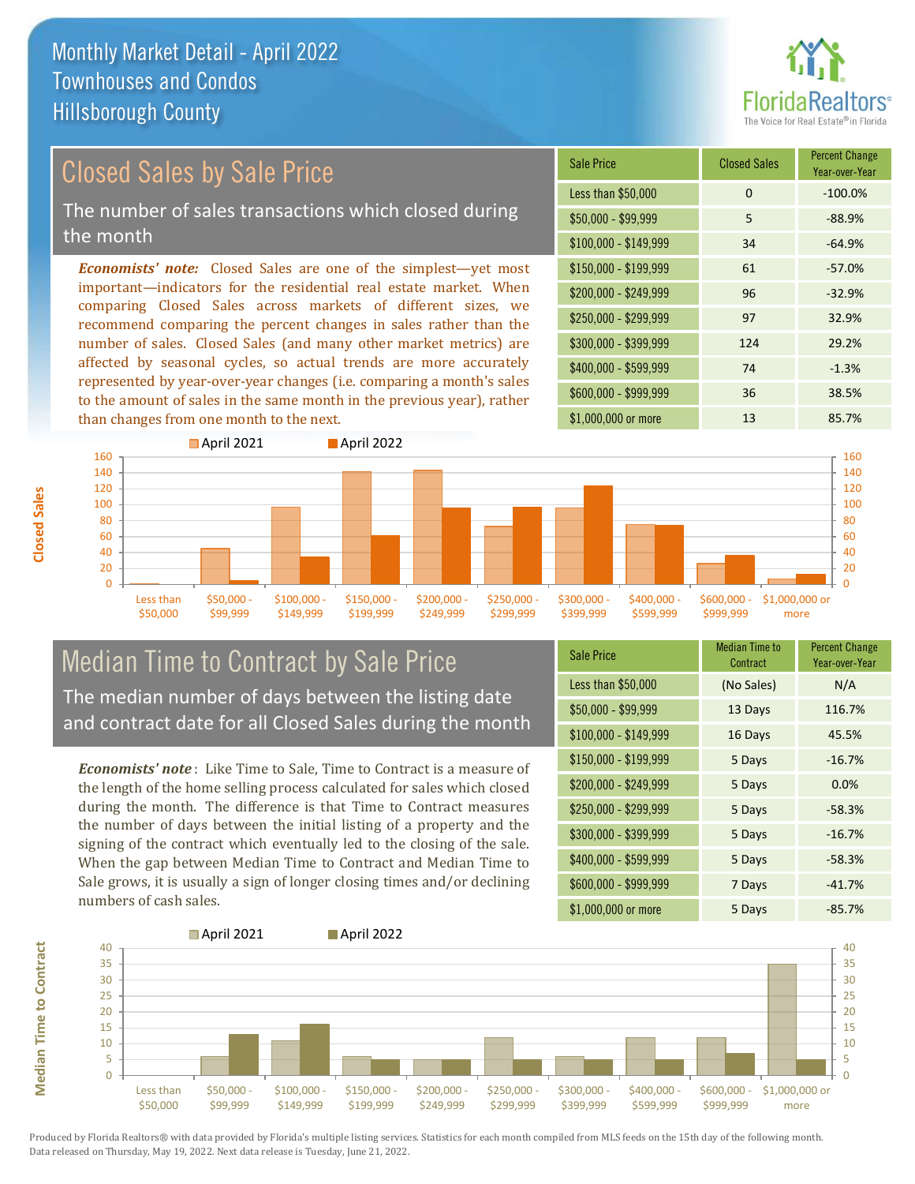# Monthly Market Detail - April 2022
## Townhouses and Condos
## Hillsborough County

## Closed Sales by Sale Price

The number of sales transactions which closed during the month

*Economists' note:* Closed Sales are one of the simplest—yet most important—indicators for the residential real estate market. When comparing Closed Sales across markets of different sizes, we recommend comparing the percent changes in sales rather than the number of sales. Closed Sales (and many other market metrics) are affected by seasonal cycles, so actual trends are more accurately represented by year-over-year changes (i.e. comparing a month's sales to the amount of sales in the same month in the previous year), rather than changes from one month to the next.

| Sale Price | Closed Sales | Percent Change Year-over-Year |
|---|---|---|
| Less than $50,000 | 0 | -100.0% |
| $50,000 - $99,999 | 5 | -88.9% |
| $100,000 - $149,999 | 34 | -64.9% |
| $150,000 - $199,999 | 61 | -57.0% |
| $200,000 - $249,999 | 96 | -32.9% |
| $250,000 - $299,999 | 97 | 32.9% |
| $300,000 - $399,999 | 124 | 29.2% |
| $400,000 - $599,999 | 74 | -1.3% |
| $600,000 - $999,999 | 36 | 38.5% |
| $1,000,000 or more | 13 | 85.7% |

## Median Time to Contract by Sale Price

The median number of days between the listing date and contract date for all Closed Sales during the month

*Economists' note*: Like Time to Sale, Time to Contract is a measure of the length of the home selling process calculated for sales which closed during the month. The difference is that Time to Contract measures the number of days between the initial listing of a property and the signing of the contract which eventually led to the closing of the sale. When the gap between Median Time to Contract and Median Time to Sale grows, it is usually a sign of longer closing times and/or declining numbers of cash sales.

| Sale Price | Median Time to Contract | Percent Change Year-over-Year |
|---|---|---|
| Less than $50,000 | (No Sales) | N/A |
| $50,000 - $99,999 | 13 Days | 116.7% |
| $100,000 - $149,999 | 16 Days | 45.5% |
| $150,000 - $199,999 | 5 Days | -16.7% |
| $200,000 - $249,999 | 5 Days | 0.0% |
| $250,000 - $299,999 | 5 Days | -58.3% |
| $300,000 - $399,999 | 5 Days | -16.7% |
| $400,000 - $599,999 | 5 Days | -58.3% |
| $600,000 - $999,999 | 7 Days | -41.7% |
| $1,000,000 or more | 5 Days | -85.7% |

Produced by Florida Realtors® with data provided by Florida's multiple listing services. Statistics for each month compiled from MLS feeds on the 15th day of the following month. Data released on Thursday, May 19, 2022. Next data release is Tuesday, June 21, 2022.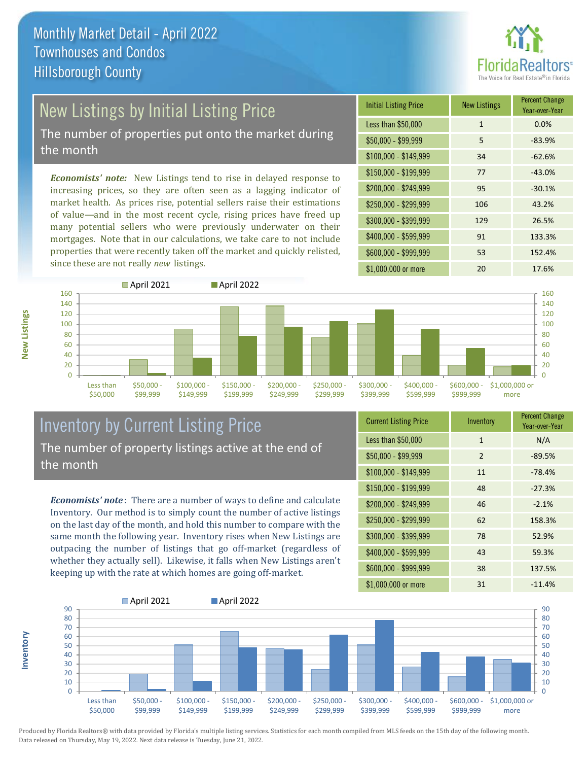Monthly Market Detail - April 2022
Townhouses and Condos
Hillsborough County

## New Listings by Initial Listing Price

The number of properties put onto the market during the month

*Economists' note:* New Listings tend to rise in delayed response to increasing prices, so they are often seen as a lagging indicator of market health. As prices rise, potential sellers raise their estimations of value—and in the most recent cycle, rising prices have freed up many potential sellers who were previously underwater on their mortgages. Note that in our calculations, we take care to not include properties that were recently taken off the market and quickly relisted, since these are not really *new* listings.

| Initial Listing Price | New Listings | Percent Change Year-over-Year |
|---|---|---|
| Less than $50,000 | 1 | 0.0% |
| $50,000 - $99,999 | 5 | -83.9% |
| $100,000 - $149,999 | 34 | -62.6% |
| $150,000 - $199,999 | 77 | -43.0% |
| $200,000 - $249,999 | 95 | -30.1% |
| $250,000 - $299,999 | 106 | 43.2% |
| $300,000 - $399,999 | 129 | 26.5% |
| $400,000 - $599,999 | 91 | 133.3% |
| $600,000 - $999,999 | 53 | 152.4% |
| $1,000,000 or more | 20 | 17.6% |

## Inventory by Current Listing Price

The number of property listings active at the end of the month

*Economists' note*: There are a number of ways to define and calculate Inventory. Our method is to simply count the number of active listings on the last day of the month, and hold this number to compare with the same month the following year. Inventory rises when New Listings are outpacing the number of listings that go off-market (regardless of whether they actually sell). Likewise, it falls when New Listings aren't keeping up with the rate at which homes are going off-market.

| Current Listing Price | Inventory | Percent Change Year-over-Year |
|---|---|---|
| Less than $50,000 | 1 | N/A |
| $50,000 - $99,999 | 2 | -89.5% |
| $100,000 - $149,999 | 11 | -78.4% |
| $150,000 - $199,999 | 48 | -27.3% |
| $200,000 - $249,999 | 46 | -2.1% |
| $250,000 - $299,999 | 62 | 158.3% |
| $300,000 - $399,999 | 78 | 52.9% |
| $400,000 - $599,999 | 43 | 59.3% |
| $600,000 - $999,999 | 38 | 137.5% |
| $1,000,000 or more | 31 | -11.4% |

Produced by Florida Realtors® with data provided by Florida's multiple listing services. Statistics for each month compiled from MLS feeds on the 15th day of the following month. Data released on Thursday, May 19, 2022. Next data release is Tuesday, June 21, 2022.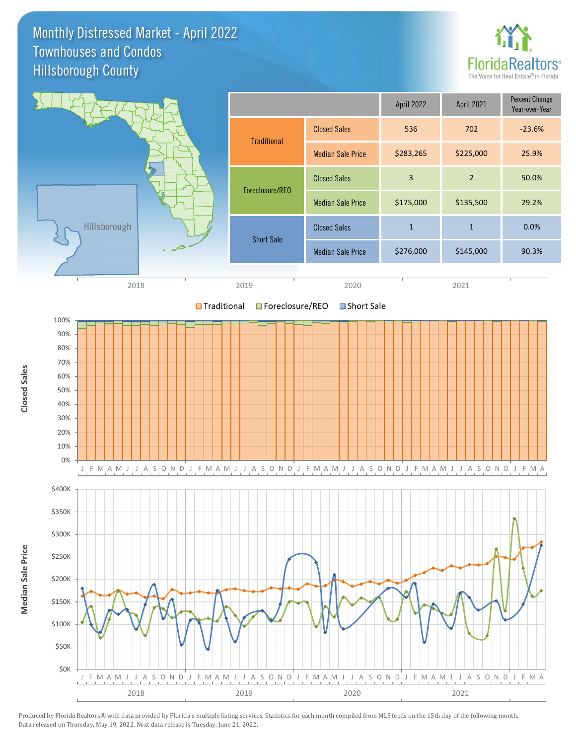# Monthly Distressed Market - April 2022
## Townhouses and Condos
## Hillsborough County

FloridaRealtors®
The Voice for Real Estate® in Florida

Hillsborough

| | | April 2022 | April 2021 | Percent Change Year-over-Year |
|---|---|---|---|---|
| Traditional | Closed Sales | 536 | 702 | -23.6% |
| | Median Sale Price | $283,265 | $225,000 | 25.9% |
| Foreclosure/REO | Closed Sales | 3 | 2 | 50.0% |
| | Median Sale Price | $175,000 | $135,500 | 29.2% |
| Short Sale | Closed Sales | 1 | 1 | 0.0% |
| | Median Sale Price | $276,000 | $145,000 | 90.3% |

2018 2019 2020 2021

Traditional Foreclosure/REO Short Sale

Closed Sales

100% 90% 80% 70% 60% 50% 40% 30% 20% 10% 0%

J F M A M J J A S O N D J F M A M J J A S O N D J F M A M J J A S O N D J F M A M J J A S O N D J F M A

Median Sale Price

$400K $350K $300K $250K $200K $150K $100K $50K $0K

J F M A M J J A S O N D J F M A M J J A S O N D J F M A M J J A S O N D J F M A M J J A S O N D J F M A

2018 2019 2020 2021

Produced by Florida Realtors® with data provided by Florida's multiple listing services. Statistics for each month compiled from MLS feeds on the 15th day of the following month. Data released on Thursday, May 19, 2022. Next data release is Tuesday, June 21, 2022.